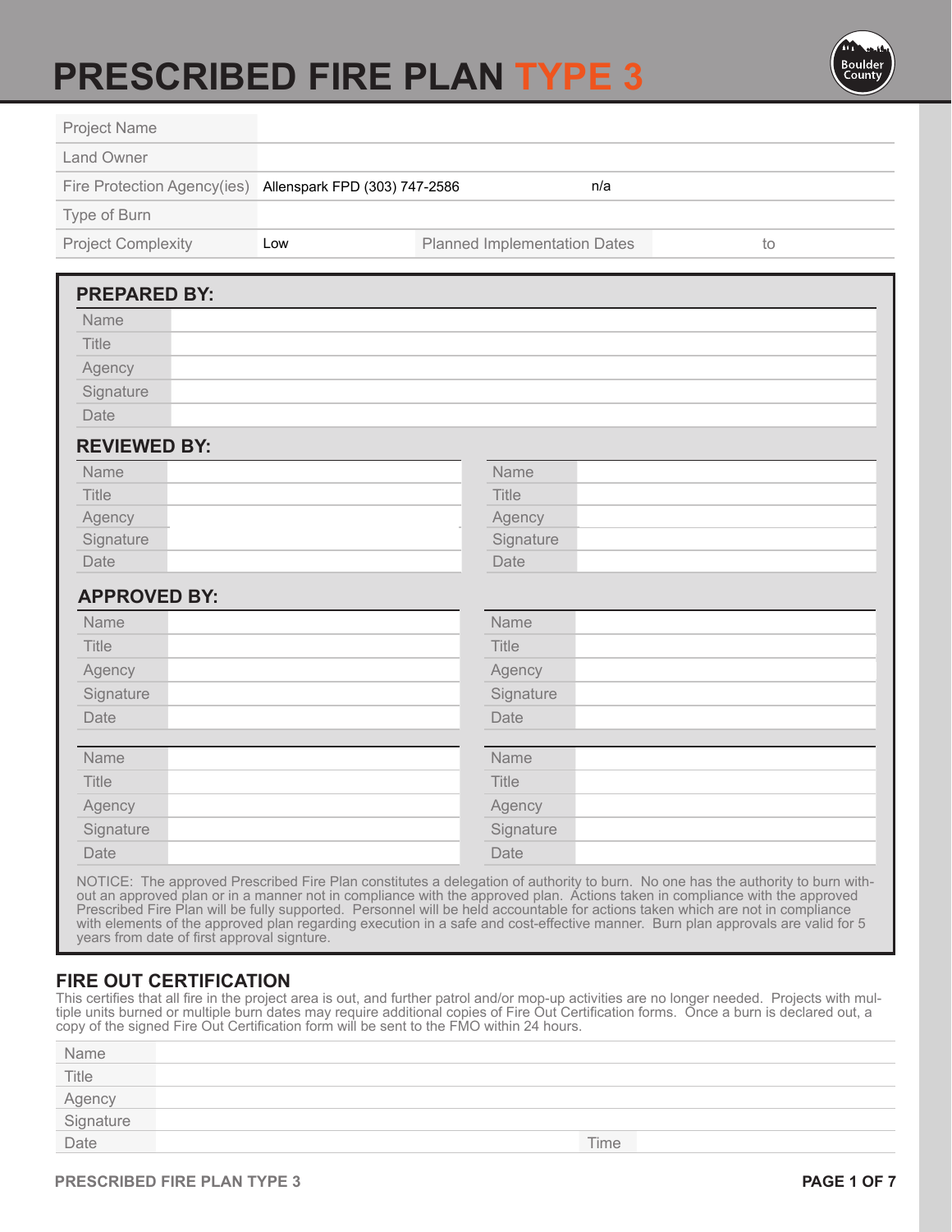# PRESCRIBED FIRE PLAN TYPE 3

| | | | |
|---|---|---|---|
| Project Name | | | |
| Land Owner | | | |
| Fire Protection Agency(ies) | Allenspark FPD (303) 747-2586 | n/a | |
| Type of Burn | | | |
| Project Complexity | Low | Planned Implementation Dates | to |

## PREPARED BY:

| | |
|---|---|
| Name | |
| Title | |
| Agency | |
| Signature | |
| Date | |

## REVIEWED BY:

| | | | |
|---|---|---|---|
| Name | | Name | |
| Title | | Title | |
| Agency | | Agency | |
| Signature | | Signature | |
| Date | | Date | |

## APPROVED BY:

| | | | |
|---|---|---|---|
| Name | | Name | |
| Title | | Title | |
| Agency | | Agency | |
| Signature | | Signature | |
| Date | | Date | |

| | | | |
|---|---|---|---|
| Name | | Name | |
| Title | | Title | |
| Agency | | Agency | |
| Signature | | Signature | |
| Date | | Date | |

NOTICE: The approved Prescribed Fire Plan constitutes a delegation of authority to burn. No one has the authority to burn without an approved plan or in a manner not in compliance with the approved plan. Actions taken in compliance with the approved Prescribed Fire Plan will be fully supported. Personnel will be held accountable for actions taken which are not in compliance with elements of the approved plan regarding execution in a safe and cost-effective manner. Burn plan approvals are valid for 5 years from date of first approval signture.

## FIRE OUT CERTIFICATION

This certifies that all fire in the project area is out, and further patrol and/or mop-up activities are no longer needed. Projects with multiple units burned or multiple burn dates may require additional copies of Fire Out Certification forms. Once a burn is declared out, a copy of the signed Fire Out Certification form will be sent to the FMO within 24 hours.

| | | | |
|---|---|---|---|
| Name | | | |
| Title | | | |
| Agency | | | |
| Signature | | | |
| Date | | Time | |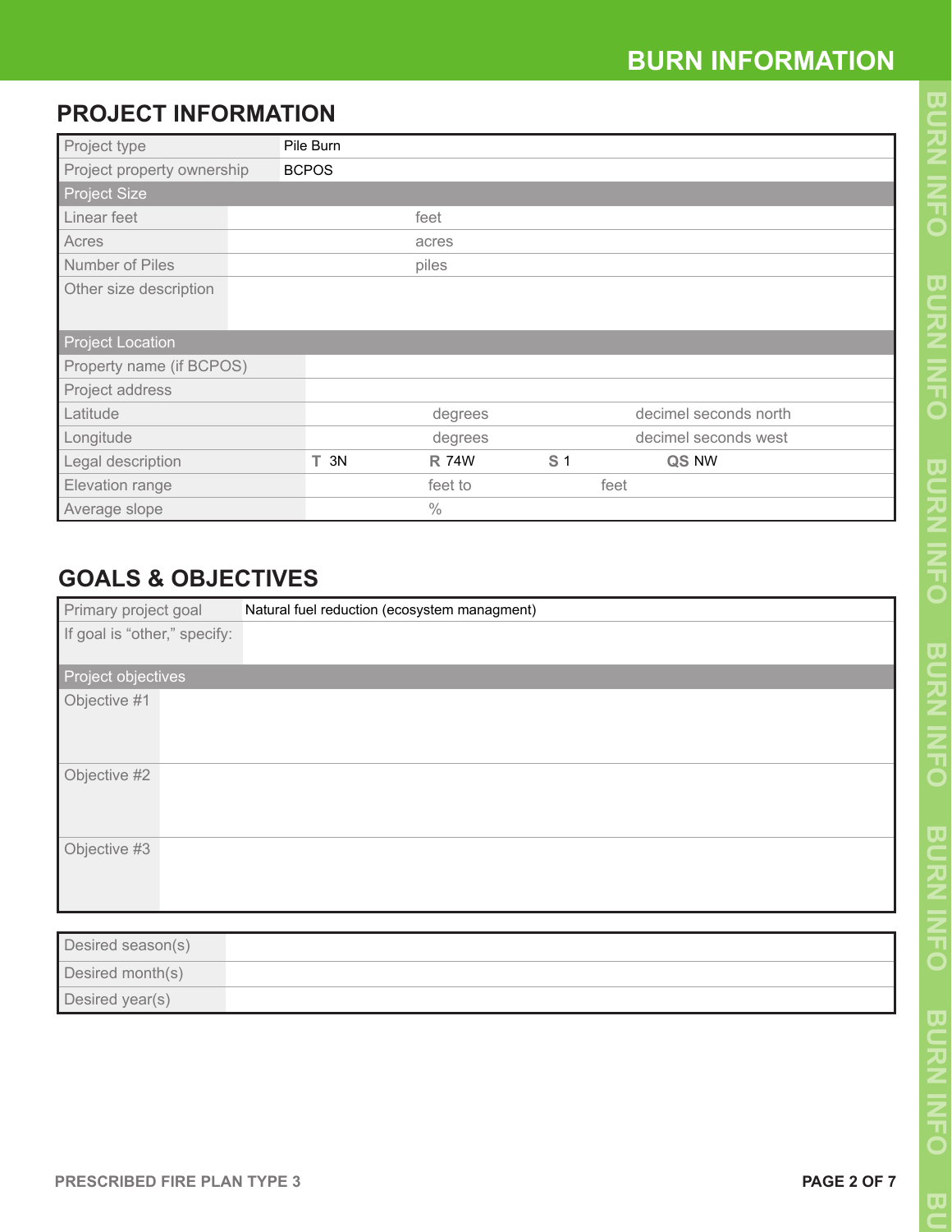# BURN INFORMATION

## PROJECT INFORMATION

| Project type | Pile Burn | | | |
|---|---|---|---|---|
| Project property ownership | BCPOS | | | |
| **Project Size** | | | | |
| Linear feet | feet | | | |
| Acres | acres | | | |
| Number of Piles | piles | | | |
| Other size description | | | | |
| **Project Location** | | | | |
| Property name (if BCPOS) | | | | |
| Project address | | | | |
| Latitude | degrees | | decimel seconds north | |
| Longitude | degrees | | decimel seconds west | |
| Legal description | T 3N | R 74W | S 1 | QS NW |
| Elevation range | feet to | | feet | |
| Average slope | % | | | |

## GOALS & OBJECTIVES

| Primary project goal | Natural fuel reduction (ecosystem managment) |
|---|---|
| If goal is "other," specify: | |
| **Project objectives** | |
| Objective #1 | |
| Objective #2 | |
| Objective #3 | |

| Desired season(s) | |
|---|---|
| Desired month(s) | |
| Desired year(s) | |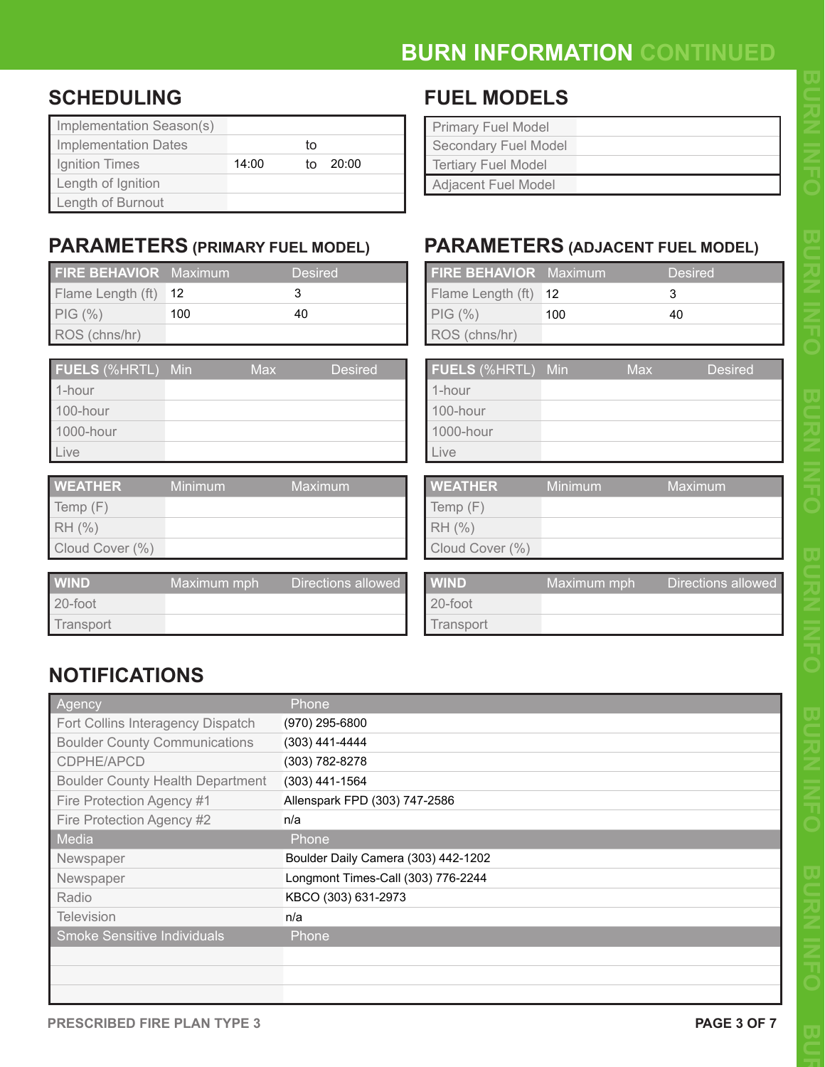# BURN INFORMATION CONTINUED

## SCHEDULING

| | | | |
|---|---|---|---|
| Implementation Season(s) | | | |
| Implementation Dates | | to | |
| Ignition Times | 14:00 | to | 20:00 |
| Length of Ignition | | | |
| Length of Burnout | | | |

## FUEL MODELS

| | |
|---|---|
| Primary Fuel Model | |
| Secondary Fuel Model | |
| Tertiary Fuel Model | |
| Adjacent Fuel Model | |

## PARAMETERS (PRIMARY FUEL MODEL)

| FIRE BEHAVIOR | Maximum | Desired |
|---|---|---|
| Flame Length (ft) | 12 | 3 |
| PIG (%) | 100 | 40 |
| ROS (chns/hr) | | |

| FUELS (%HRTL) | Min | Max | Desired |
|---|---|---|---|
| 1-hour | | | |
| 100-hour | | | |
| 1000-hour | | | |
| Live | | | |

| WEATHER | Minimum | Maximum |
|---|---|---|
| Temp (F) | | |
| RH (%) | | |
| Cloud Cover (%) | | |

| WIND | Maximum mph | Directions allowed |
|---|---|---|
| 20-foot | | |
| Transport | | |

## PARAMETERS (ADJACENT FUEL MODEL)

| FIRE BEHAVIOR | Maximum | Desired |
|---|---|---|
| Flame Length (ft) | 12 | 3 |
| PIG (%) | 100 | 40 |
| ROS (chns/hr) | | |

| FUELS (%HRTL) | Min | Max | Desired |
|---|---|---|---|
| 1-hour | | | |
| 100-hour | | | |
| 1000-hour | | | |
| Live | | | |

| WEATHER | Minimum | Maximum |
|---|---|---|
| Temp (F) | | |
| RH (%) | | |
| Cloud Cover (%) | | |

| WIND | Maximum mph | Directions allowed |
|---|---|---|
| 20-foot | | |
| Transport | | |

## NOTIFICATIONS

| Agency | Phone |
|---|---|
| Fort Collins Interagency Dispatch | (970) 295-6800 |
| Boulder County Communications | (303) 441-4444 |
| CDPHE/APCD | (303) 782-8278 |
| Boulder County Health Department | (303) 441-1564 |
| Fire Protection Agency #1 | Allenspark FPD (303) 747-2586 |
| Fire Protection Agency #2 | n/a |
| **Media** | **Phone** |
| Newspaper | Boulder Daily Camera (303) 442-1202 |
| Newspaper | Longmont Times-Call (303) 776-2244 |
| Radio | KBCO (303) 631-2973 |
| Television | n/a |
| **Smoke Sensitive Individuals** | **Phone** |
| | |
| | |
| | |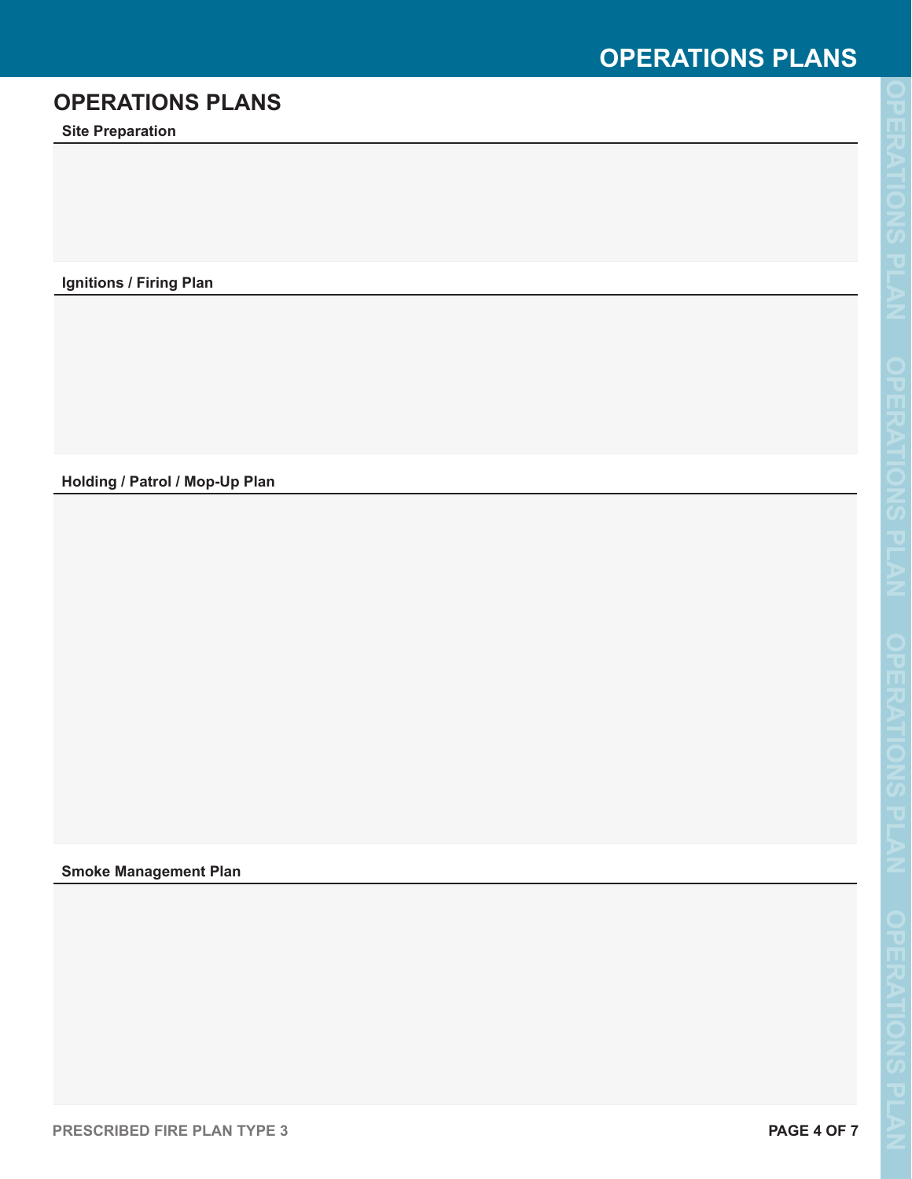# OPERATIONS PLANS

### Site Preparation

### Ignitions / Firing Plan

### Holding / Patrol / Mop-Up Plan

### Smoke Management Plan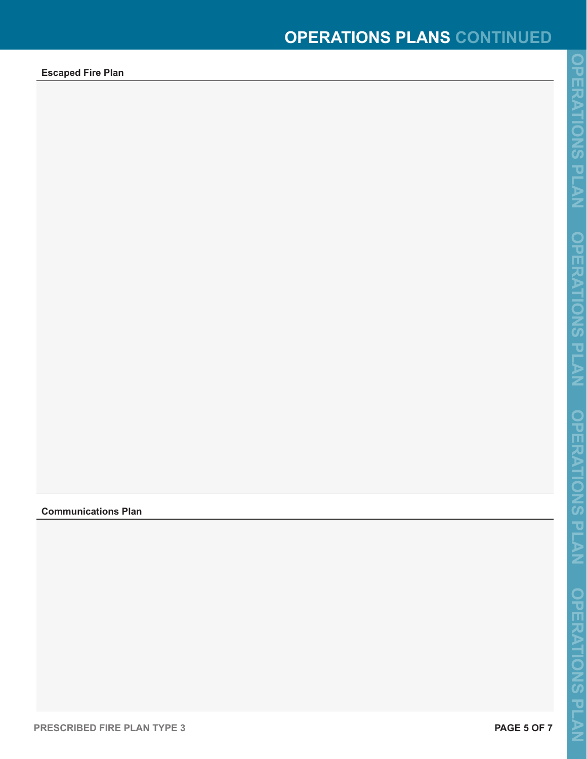## OPERATIONS PLANS CONTINUED

### Escaped Fire Plan

### Communications Plan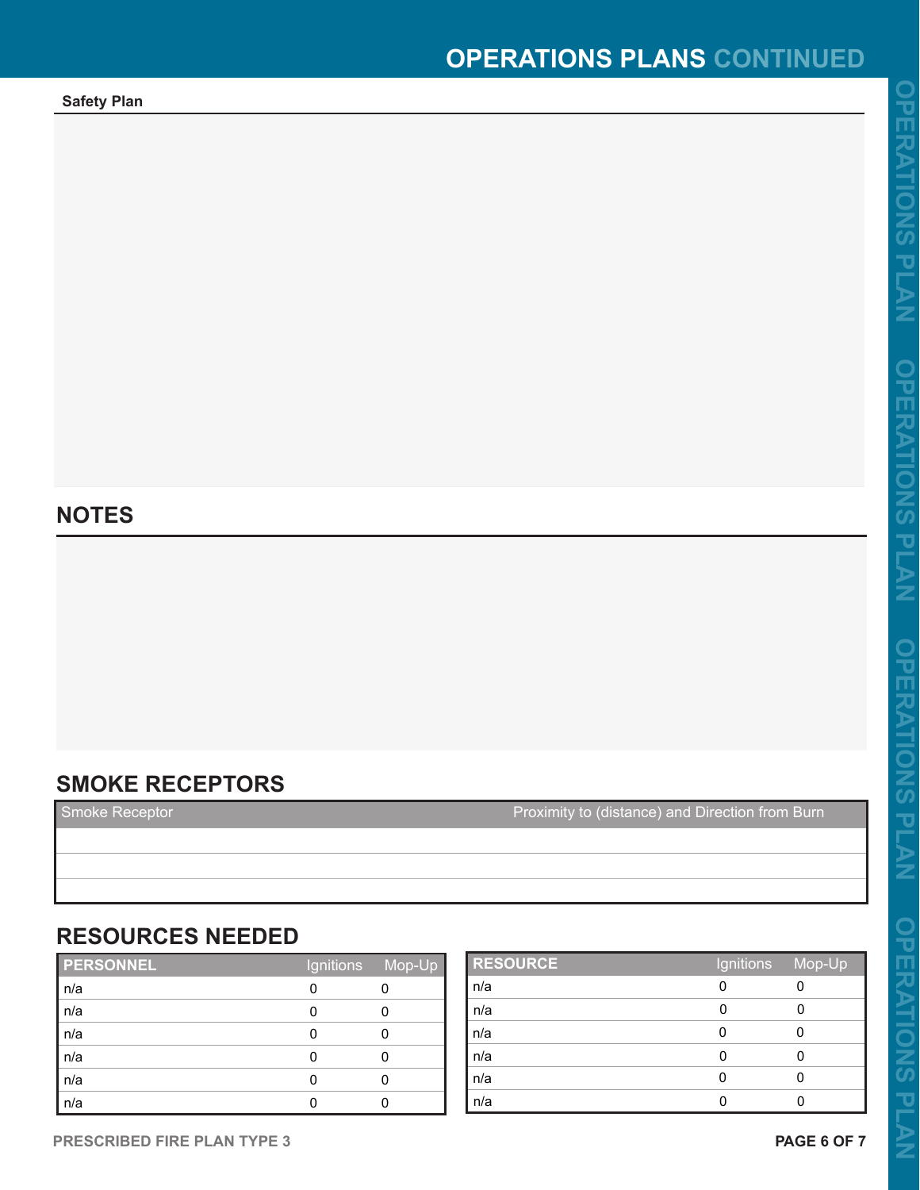# OPERATIONS PLANS CONTINUED

**Safety Plan**

## NOTES

## SMOKE RECEPTORS

| Smoke Receptor | Proximity to (distance) and Direction from Burn |
|---|---|
| | |
| | |
| | |

## RESOURCES NEEDED

| PERSONNEL | Ignitions | Mop-Up |
|---|---|---|
| n/a | 0 | 0 |
| n/a | 0 | 0 |
| n/a | 0 | 0 |
| n/a | 0 | 0 |
| n/a | 0 | 0 |
| n/a | 0 | 0 |

| RESOURCE | Ignitions | Mop-Up |
|---|---|---|
| n/a | 0 | 0 |
| n/a | 0 | 0 |
| n/a | 0 | 0 |
| n/a | 0 | 0 |
| n/a | 0 | 0 |
| n/a | 0 | 0 |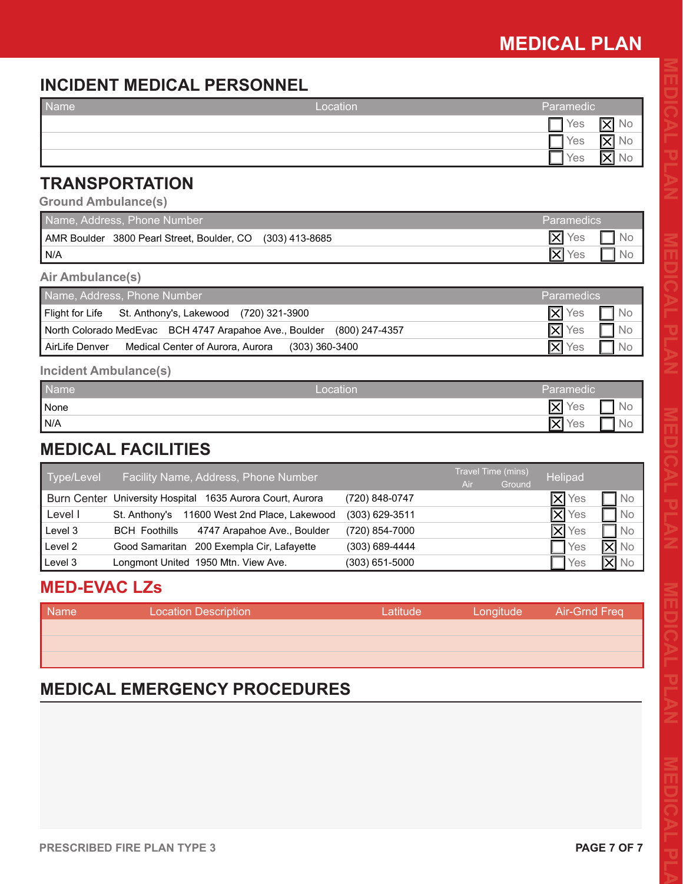# MEDICAL PLAN

## INCIDENT MEDICAL PERSONNEL

| Name | Location | Paramedic |
|---|---|---|
| | | ☐ Yes ☒ No |
| | | ☐ Yes ☒ No |
| | | ☐ Yes ☒ No |

## TRANSPORTATION

### Ground Ambulance(s)

| Name, Address, Phone Number | Paramedics |
|---|---|
| AMR Boulder 3800 Pearl Street, Boulder, CO (303) 413-8685 | ☒ Yes ☐ No |
| N/A | ☒ Yes ☐ No |

### Air Ambulance(s)

| Name, Address, Phone Number | Paramedics |
|---|---|
| Flight for Life St. Anthony's, Lakewood (720) 321-3900 | ☒ Yes ☐ No |
| North Colorado MedEvac BCH 4747 Arapahoe Ave., Boulder (800) 247-4357 | ☒ Yes ☐ No |
| AirLife Denver Medical Center of Aurora, Aurora (303) 360-3400 | ☒ Yes ☐ No |

### Incident Ambulance(s)

| Name | Location | Paramedic |
|---|---|---|
| None | | ☒ Yes ☐ No |
| N/A | | ☒ Yes ☐ No |

## MEDICAL FACILITIES

| Type/Level | Facility Name, Address, Phone Number | | Travel Time (mins) Air | Travel Time (mins) Ground | Helipad |
|---|---|---|---|---|---|
| Burn Center | University Hospital 1635 Aurora Court, Aurora | (720) 848-0747 | | | ☒ Yes ☐ No |
| Level I | St. Anthony's 11600 West 2nd Place, Lakewood | (303) 629-3511 | | | ☒ Yes ☐ No |
| Level 3 | BCH Foothills 4747 Arapahoe Ave., Boulder | (720) 854-7000 | | | ☒ Yes ☐ No |
| Level 2 | Good Samaritan 200 Exempla Cir, Lafayette | (303) 689-4444 | | | ☐ Yes ☒ No |
| Level 3 | Longmont United 1950 Mtn. View Ave. | (303) 651-5000 | | | ☐ Yes ☒ No |

## MED-EVAC LZs

| Name | Location Description | Latitude | Longitude | Air-Grnd Freq |
|---|---|---|---|---|
| | | | | |
| | | | | |
| | | | | |

## MEDICAL EMERGENCY PROCEDURES

PRESCRIBED FIRE PLAN TYPE 3